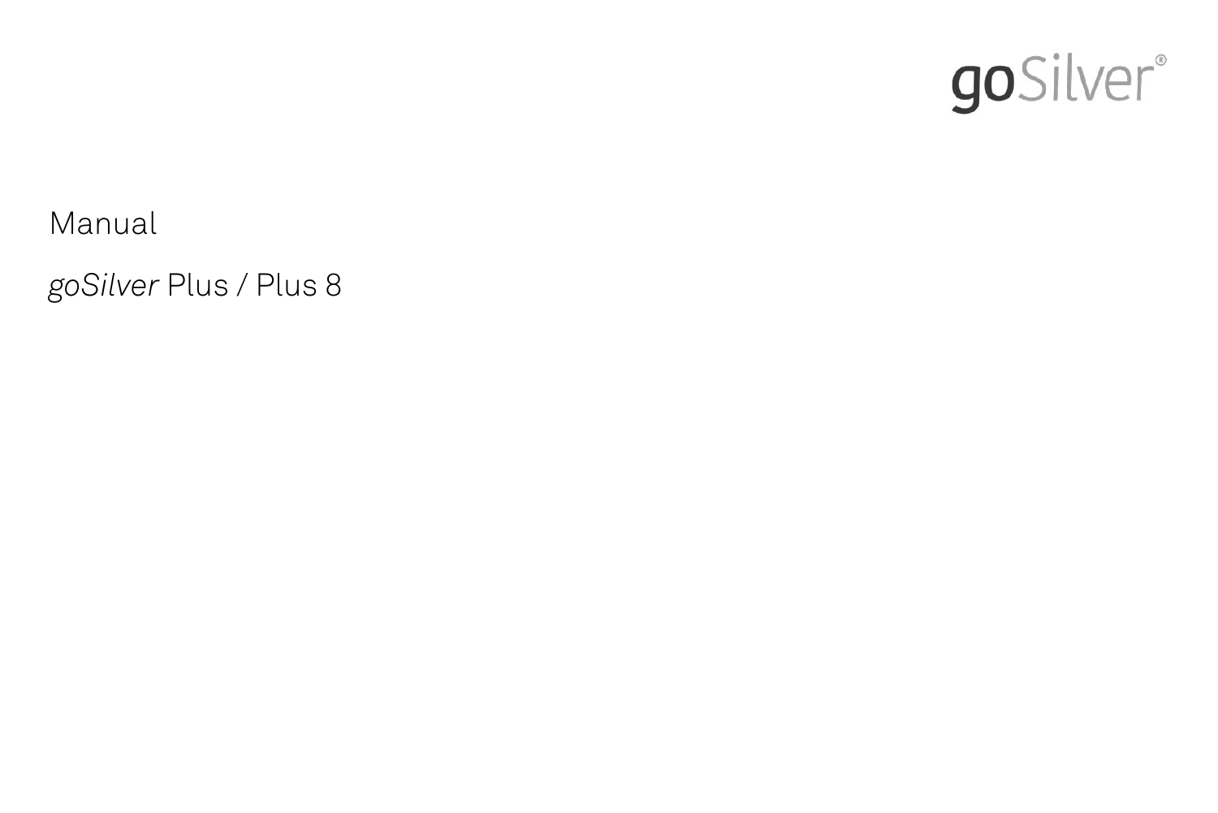goSilver®

# Manual

## *goSilver* Plus / Plus 8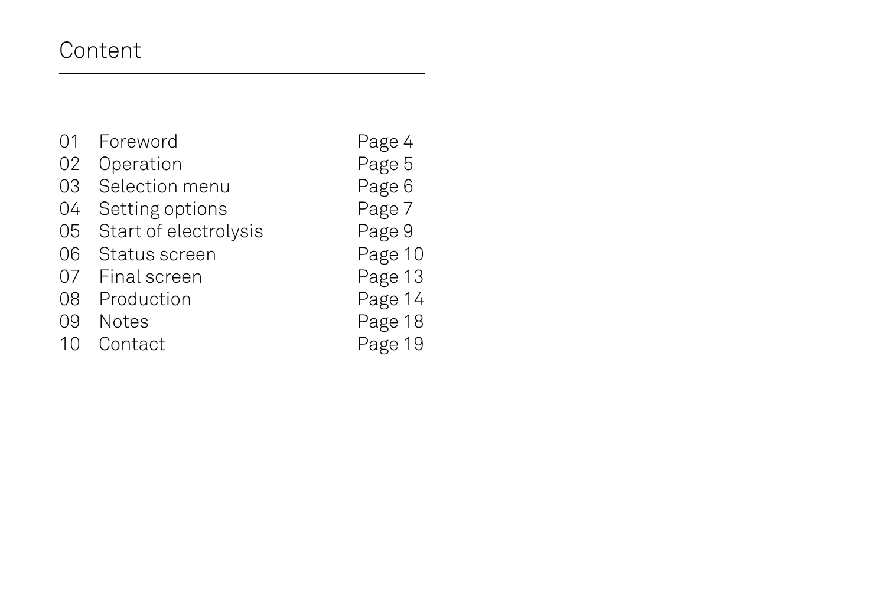# Content

| | | |
|---|---|---|
| 01 | Foreword | Page 4 |
| 02 | Operation | Page 5 |
| 03 | Selection menu | Page 6 |
| 04 | Setting options | Page 7 |
| 05 | Start of electrolysis | Page 9 |
| 06 | Status screen | Page 10 |
| 07 | Final screen | Page 13 |
| 08 | Production | Page 14 |
| 09 | Notes | Page 18 |
| 10 | Contact | Page 19 |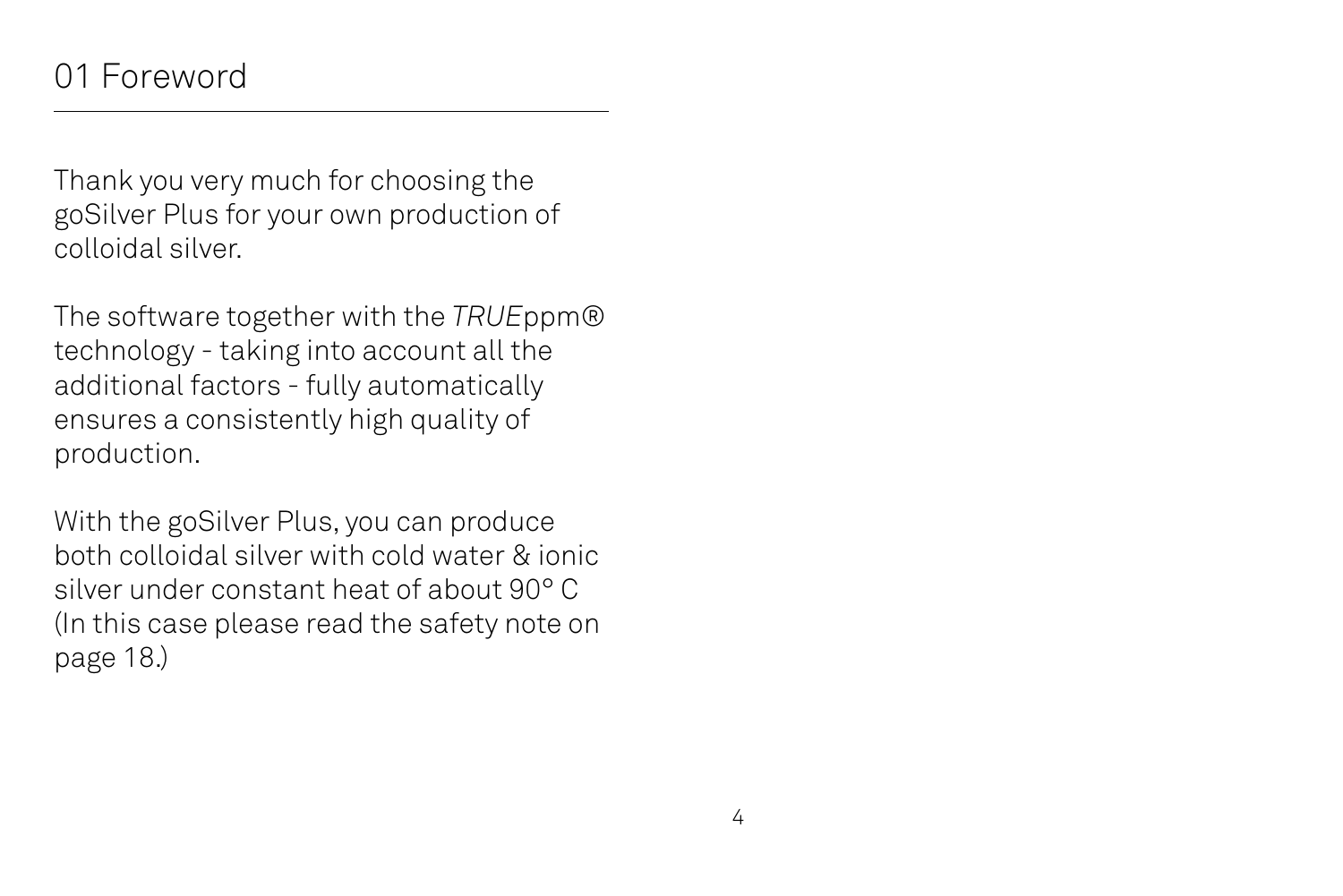# 01 Foreword

Thank you very much for choosing the goSilver Plus for your own production of colloidal silver.

The software together with the *TRUE*ppm® technology - taking into account all the additional factors - fully automatically ensures a consistently high quality of production.

With the goSilver Plus, you can produce both colloidal silver with cold water & ionic silver under constant heat of about 90° C (In this case please read the safety note on page 18.)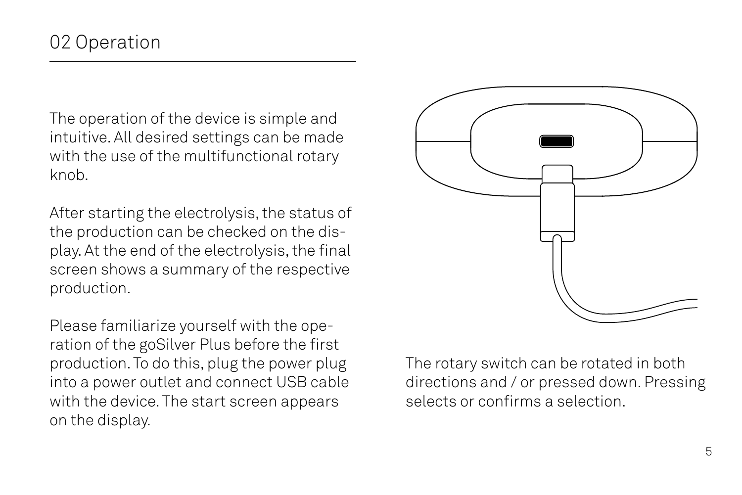## 02 Operation

The operation of the device is simple and intuitive. All desired settings can be made with the use of the multifunctional rotary knob.

After starting the electrolysis, the status of the production can be checked on the display. At the end of the electrolysis, the final screen shows a summary of the respective production.

Please familiarize yourself with the operation of the goSilver Plus before the first production. To do this, plug the power plug into a power outlet and connect USB cable with the device. The start screen appears on the display.

The rotary switch can be rotated in both directions and / or pressed down. Pressing selects or confirms a selection.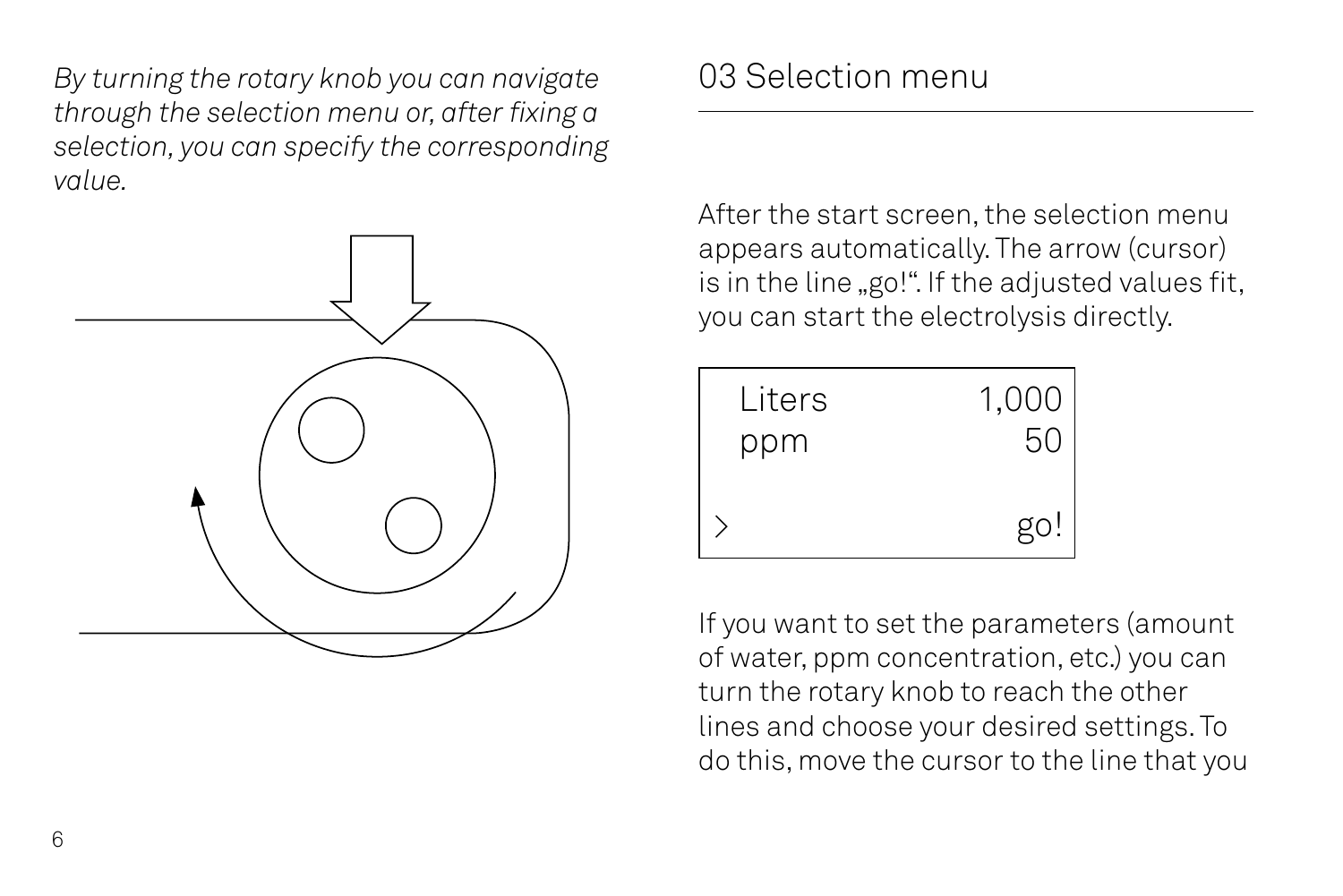*By turning the rotary knob you can navigate through the selection menu or, after fixing a selection, you can specify the corresponding value.*

## 03 Selection menu

After the start screen, the selection menu appears automatically. The arrow (cursor) is in the line „go!". If the adjusted values fit, you can start the electrolysis directly.

```
  Liters        1,000
  ppm              50

>                 go!
```

If you want to set the parameters (amount of water, ppm concentration, etc.) you can turn the rotary knob to reach the other lines and choose your desired settings. To do this, move the cursor to the line that you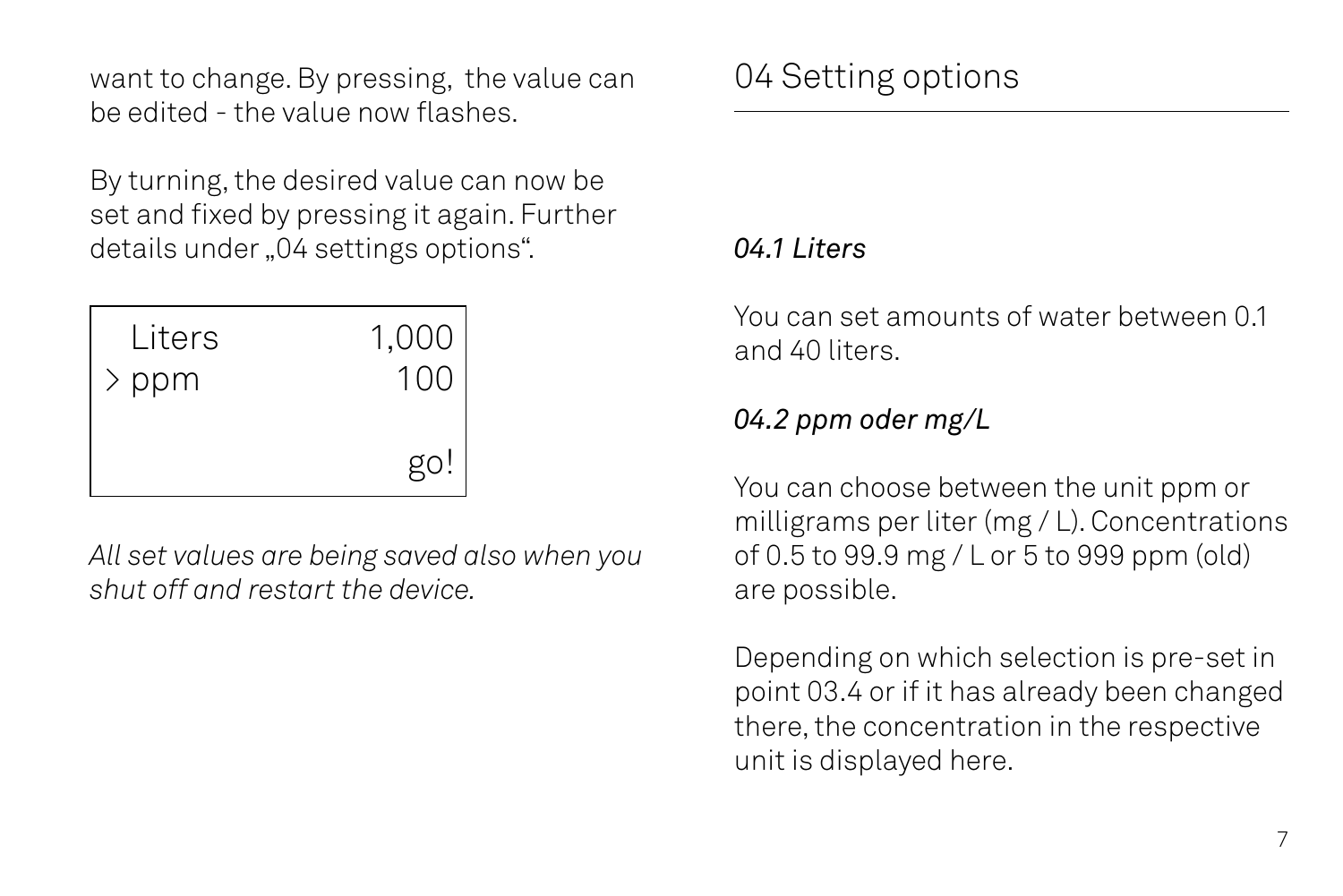want to change. By pressing, the value can be edited - the value now flashes.

By turning, the desired value can now be set and fixed by pressing it again. Further details under „04 settings options".

| Liters | 1,000 |
|---|---|
| > ppm | 100 |
| | |
| | go! |

*All set values are being saved also when you shut off and restart the device.*

# 04 Setting options

### *04.1 Liters*

You can set amounts of water between 0.1 and 40 liters.

### *04.2 ppm oder mg/L*

You can choose between the unit ppm or milligrams per liter (mg / L). Concentrations of 0.5 to 99.9 mg / L or 5 to 999 ppm (old) are possible.

Depending on which selection is pre-set in point 03.4 or if it has already been changed there, the concentration in the respective unit is displayed here.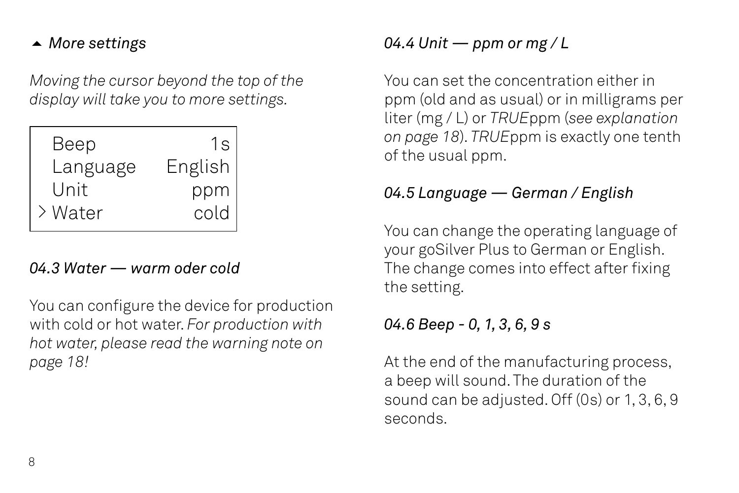*▲ More settings*

*Moving the cursor beyond the top of the display will take you to more settings.*

```
  Beep           1s
  Language  English
  Unit          ppm
> Water        cold
```

*04.3 Water — warm oder cold*

You can configure the device for production with cold or hot water. *For production with hot water, please read the warning note on page 18!*

*04.4 Unit — ppm or mg / L*

You can set the concentration either in ppm (old and as usual) or in milligrams per liter (mg / L) or *TRUE*ppm (*see explanation on page 18*). *TRUE*ppm is exactly one tenth of the usual ppm.

*04.5 Language — German / English*

You can change the operating language of your goSilver Plus to German or English. The change comes into effect after fixing the setting.

*04.6 Beep - 0, 1, 3, 6, 9 s*

At the end of the manufacturing process, a beep will sound. The duration of the sound can be adjusted. Off (0s) or 1, 3, 6, 9 seconds.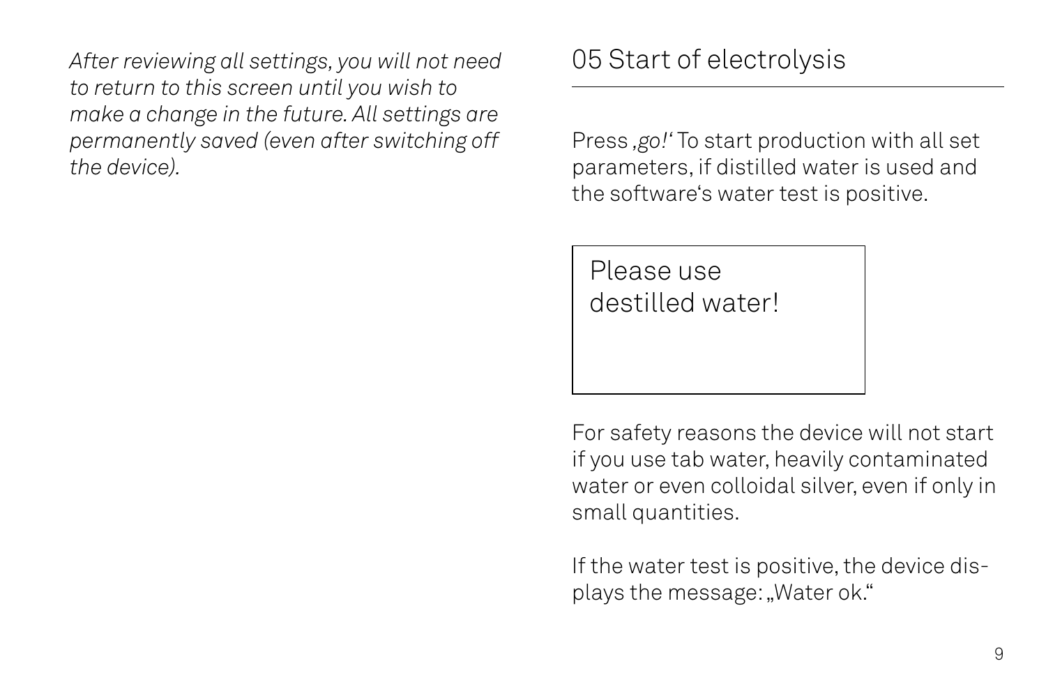*After reviewing all settings, you will not need to return to this screen until you wish to make a change in the future. All settings are permanently saved (even after switching off the device).*

## 05 Start of electrolysis

Press ‚*go!*' To start production with all set parameters, if distilled water is used and the software's water test is positive.

```
Please use
destilled water!
```

For safety reasons the device will not start if you use tab water, heavily contaminated water or even colloidal silver, even if only in small quantities.

If the water test is positive, the device displays the message: „Water ok."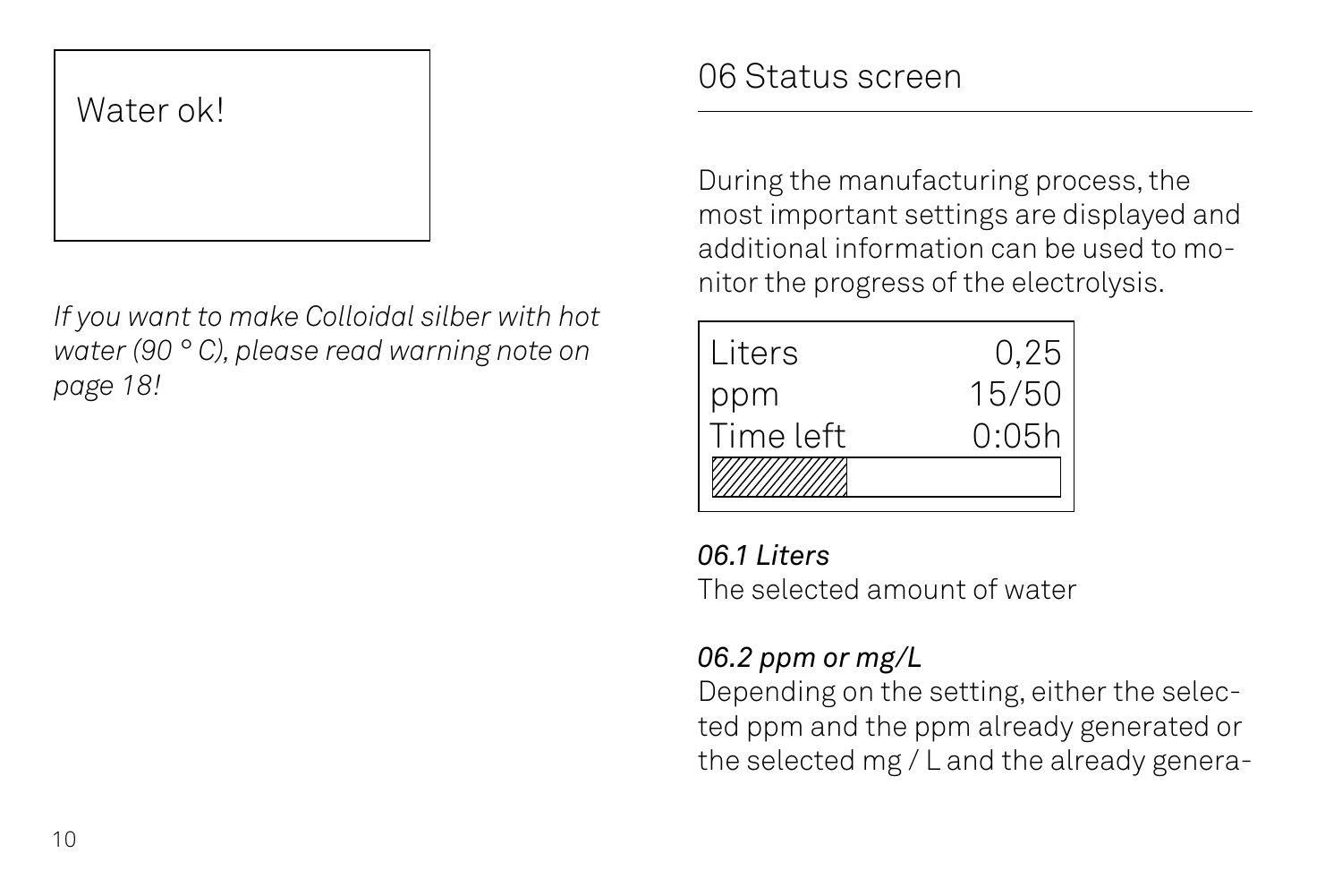Water ok!

*If you want to make Colloidal silber with hot water (90 ° C), please read warning note on page 18!*

## 06 Status screen

During the manufacturing process, the most important settings are displayed and additional information can be used to monitor the progress of the electrolysis.

| | |
|---|---|
| Liters | 0,25 |
| ppm | 15/50 |
| Time left | 0:05h |

*06.1 Liters*

The selected amount of water

*06.2 ppm or mg/L*

Depending on the setting, either the selected ppm and the ppm already generated or the selected mg / L and the already genera-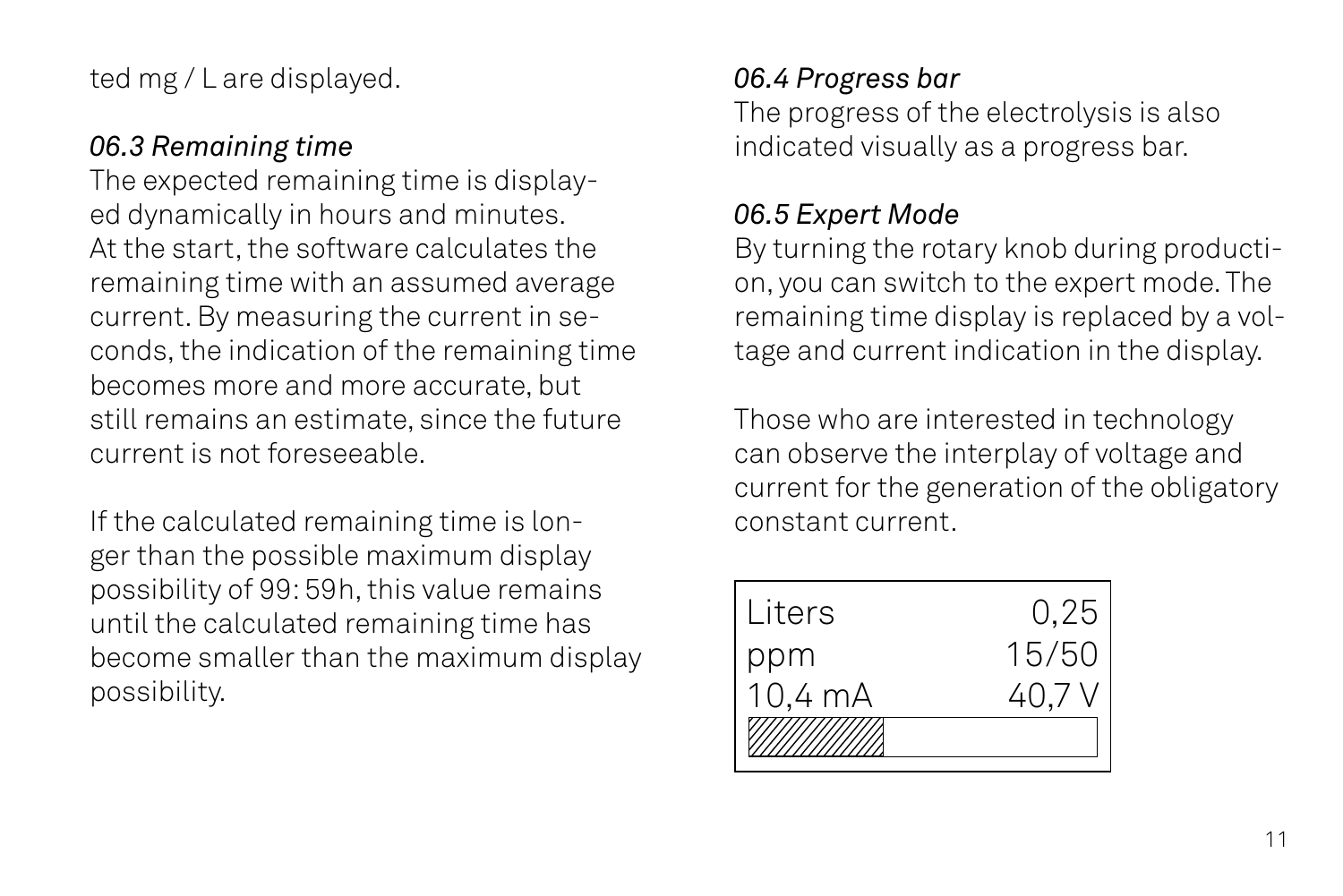ted mg / L are displayed.

### *06.3 Remaining time*

The expected remaining time is displayed dynamically in hours and minutes. At the start, the software calculates the remaining time with an assumed average current. By measuring the current in seconds, the indication of the remaining time becomes more and more accurate, but still remains an estimate, since the future current is not foreseeable.

If the calculated remaining time is longer than the possible maximum display possibility of 99: 59h, this value remains until the calculated remaining time has become smaller than the maximum display possibility.

### *06.4 Progress bar*

The progress of the electrolysis is also indicated visually as a progress bar.

### *06.5 Expert Mode*

By turning the rotary knob during production, you can switch to the expert mode. The remaining time display is replaced by a voltage and current indication in the display.

Those who are interested in technology can observe the interplay of voltage and current for the generation of the obligatory constant current.

| | |
|---|---|
| Liters | 0,25 |
| ppm | 15/50 |
| 10,4 mA | 40,7 V |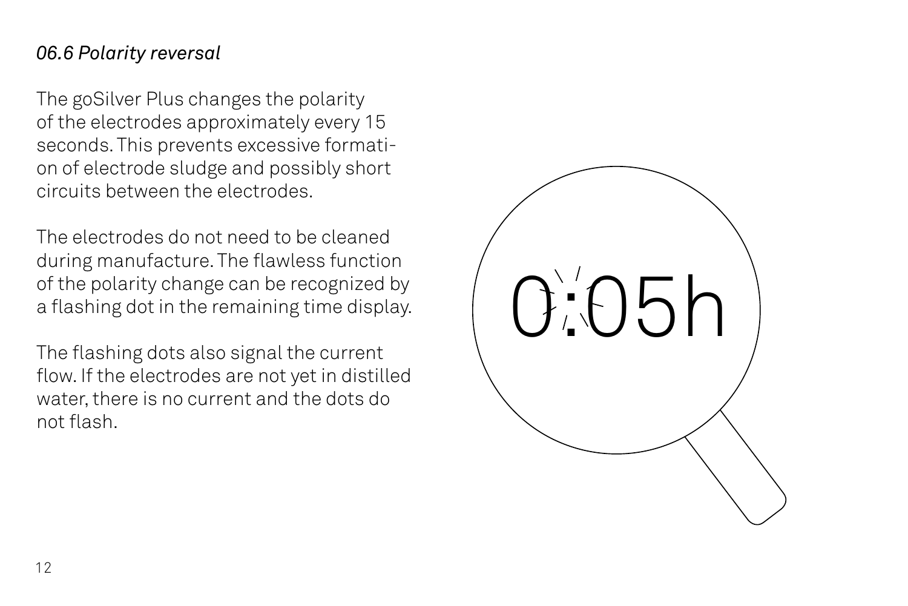*06.6 Polarity reversal*

The goSilver Plus changes the polarity of the electrodes approximately every 15 seconds. This prevents excessive formation of electrode sludge and possibly short circuits between the electrodes.

The electrodes do not need to be cleaned during manufacture. The flawless function of the polarity change can be recognized by a flashing dot in the remaining time display.

The flashing dots also signal the current flow. If the electrodes are not yet in distilled water, there is no current and the dots do not flash.

0:05h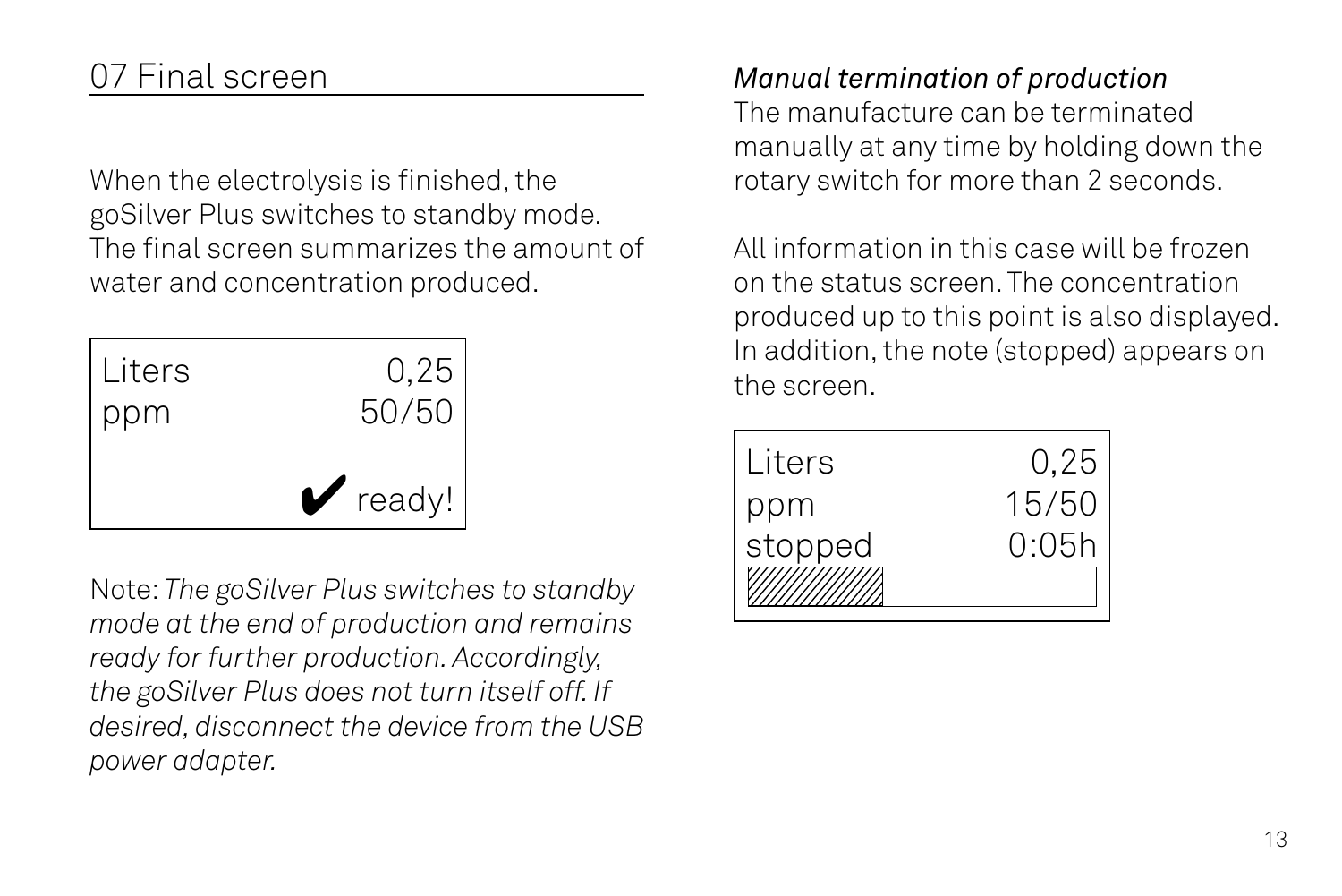## 07 Final screen

When the electrolysis is finished, the goSilver Plus switches to standby mode. The final screen summarizes the amount of water and concentration produced.

```
Liters        0,25
ppm          50/50

          ✔ ready!
```

Note: *The goSilver Plus switches to standby mode at the end of production and remains ready for further production. Accordingly, the goSilver Plus does not turn itself off. If desired, disconnect the device from the USB power adapter.*

*Manual termination of production*

The manufacture can be terminated manually at any time by holding down the rotary switch for more than 2 seconds.

All information in this case will be frozen on the status screen. The concentration produced up to this point is also displayed. In addition, the note (stopped) appears on the screen.

```
Liters        0,25
ppm          15/50
stopped      0:05h
```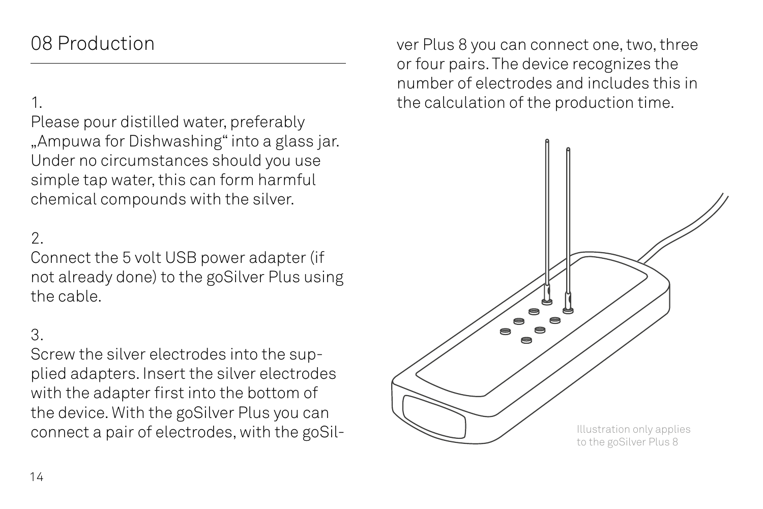## 08 Production

1.
Please pour distilled water, preferably „Ampuwa for Dishwashing" into a glass jar. Under no circumstances should you use simple tap water, this can form harmful chemical compounds with the silver.

2.
Connect the 5 volt USB power adapter (if not already done) to the goSilver Plus using the cable.

3.
Screw the silver electrodes into the supplied adapters. Insert the silver electrodes with the adapter first into the bottom of the device. With the goSilver Plus you can connect a pair of electrodes, with the goSilver Plus 8 you can connect one, two, three or four pairs. The device recognizes the number of electrodes and includes this in the calculation of the production time.

Illustration only applies to the goSilver Plus 8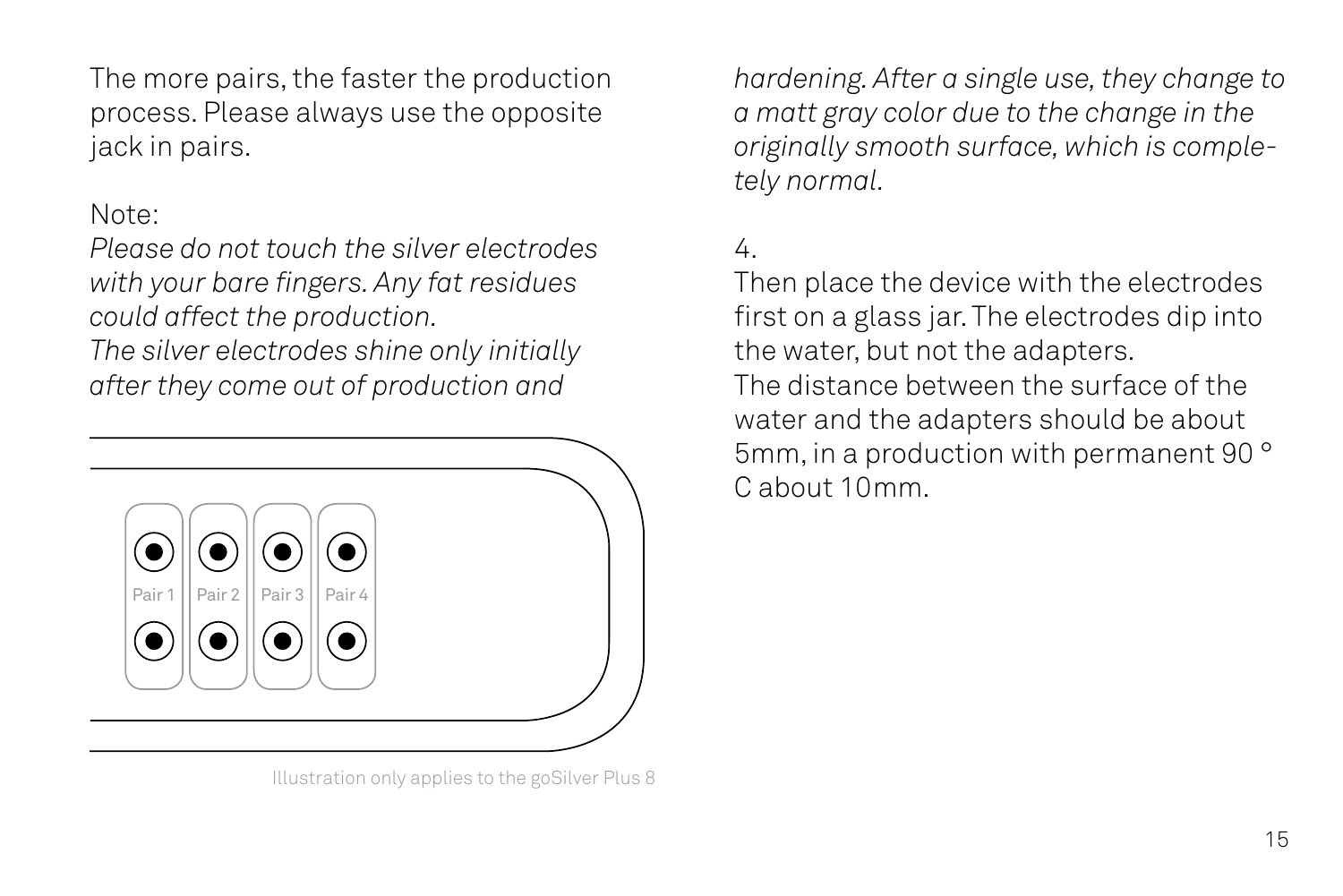The more pairs, the faster the production process. Please always use the opposite jack in pairs.

Note:

*Please do not touch the silver electrodes with your bare fingers. Any fat residues could affect the production.*
*The silver electrodes shine only initially after they come out of production and hardening. After a single use, they change to a matt gray color due to the change in the originally smooth surface, which is completely normal.*

Pair 1 Pair 2 Pair 3 Pair 4

Illustration only applies to the goSilver Plus 8

4.

Then place the device with the electrodes first on a glass jar. The electrodes dip into the water, but not the adapters.
The distance between the surface of the water and the adapters should be about 5mm, in a production with permanent 90 ° C about 10mm.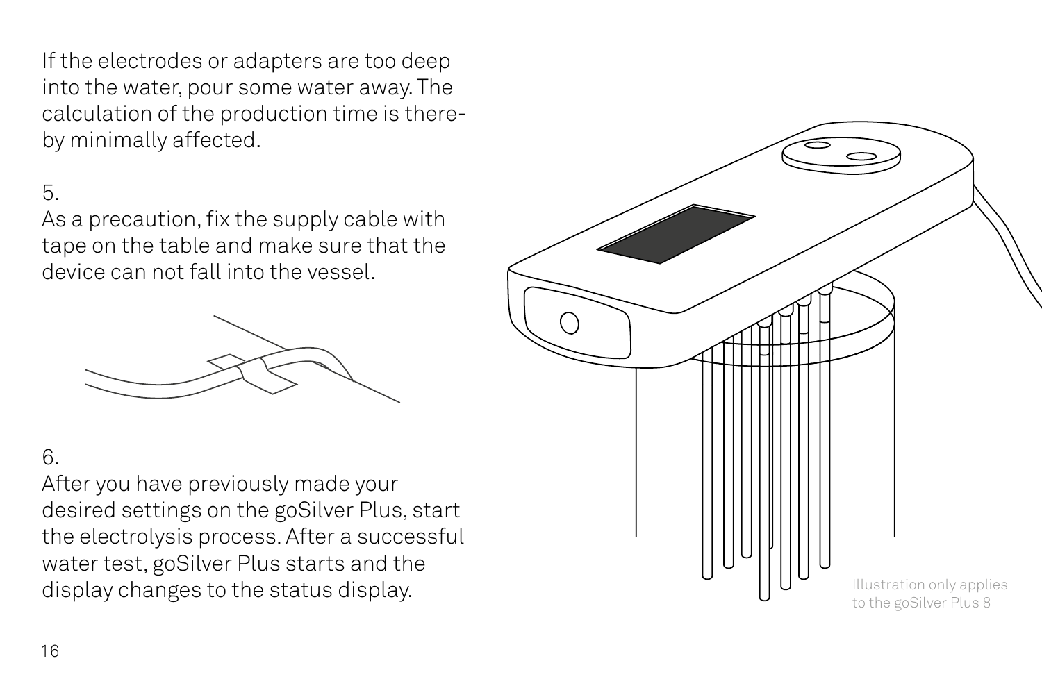If the electrodes or adapters are too deep into the water, pour some water away. The calculation of the production time is thereby minimally affected.

5.

As a precaution, fix the supply cable with tape on the table and make sure that the device can not fall into the vessel.

6.

After you have previously made your desired settings on the goSilver Plus, start the electrolysis process. After a successful water test, goSilver Plus starts and the display changes to the status display.

Illustration only applies to the goSilver Plus 8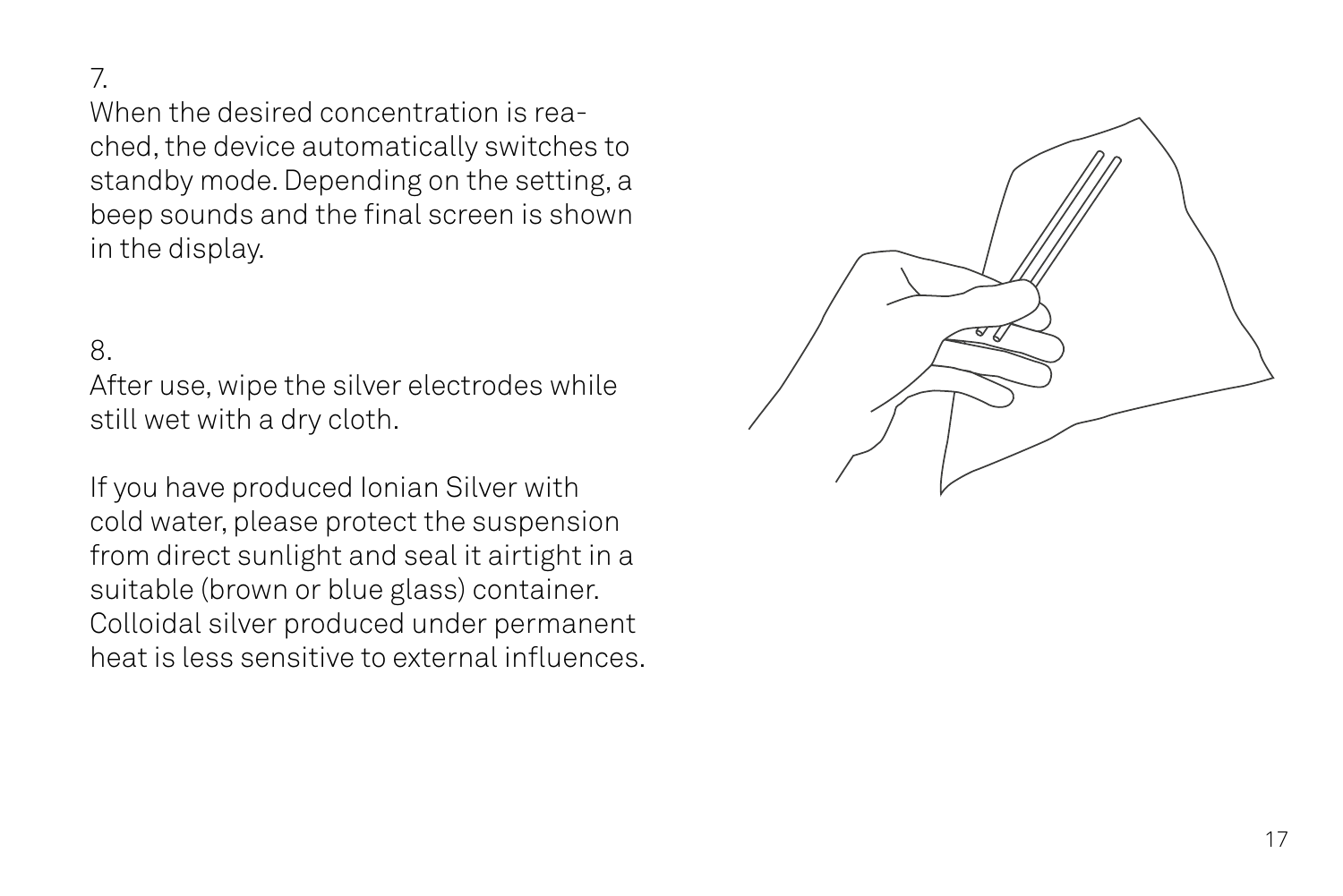7.

When the desired concentration is reached, the device automatically switches to standby mode. Depending on the setting, a beep sounds and the final screen is shown in the display.

8.

After use, wipe the silver electrodes while still wet with a dry cloth.

If you have produced Ionian Silver with cold water, please protect the suspension from direct sunlight and seal it airtight in a suitable (brown or blue glass) container. Colloidal silver produced under permanent heat is less sensitive to external influences.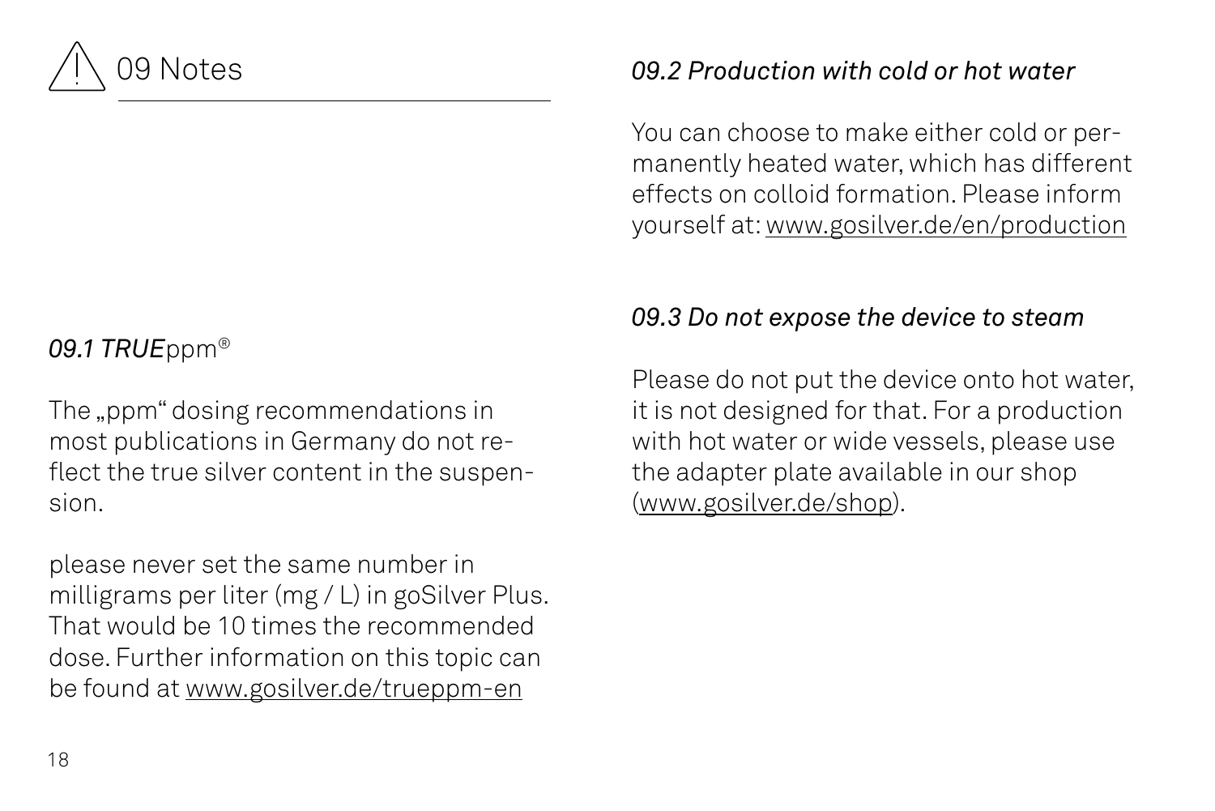# 09 Notes

## *09.1 TRUE*ppm®

The „ppm“ dosing recommendations in most publications in Germany do not reflect the true silver content in the suspension.

please never set the same number in milligrams per liter (mg / L) in goSilver Plus. That would be 10 times the recommended dose. Further information on this topic can be found at www.gosilver.de/trueppm-en

## *09.2 Production with cold or hot water*

You can choose to make either cold or permanently heated water, which has different effects on colloid formation. Please inform yourself at: www.gosilver.de/en/production

## *09.3 Do not expose the device to steam*

Please do not put the device onto hot water, it is not designed for that. For a production with hot water or wide vessels, please use the adapter plate available in our shop (www.gosilver.de/shop).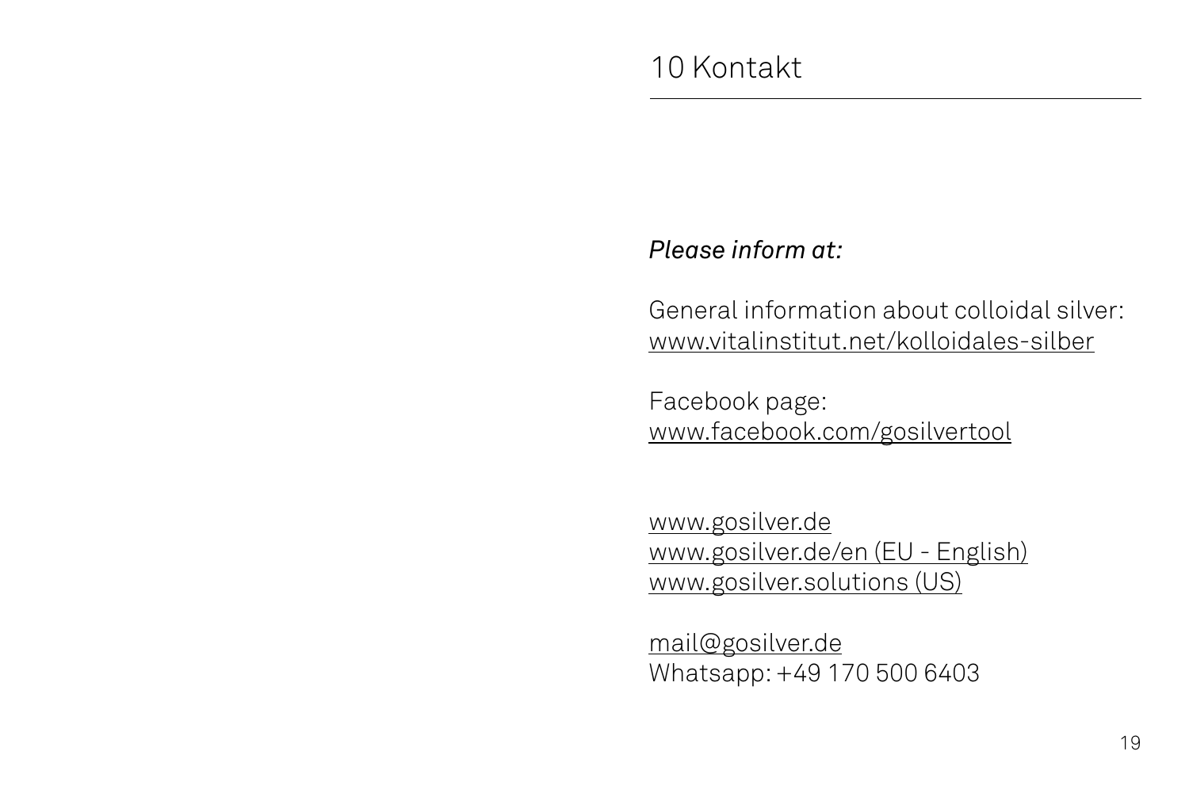# 10 Kontakt

*Please inform at:*

General information about colloidal silver:
www.vitalinstitut.net/kolloidales-silber

Facebook page:
www.facebook.com/gosilvertool

www.gosilver.de
www.gosilver.de/en (EU - English)
www.gosilver.solutions (US)

mail@gosilver.de
Whatsapp: +49 170 500 6403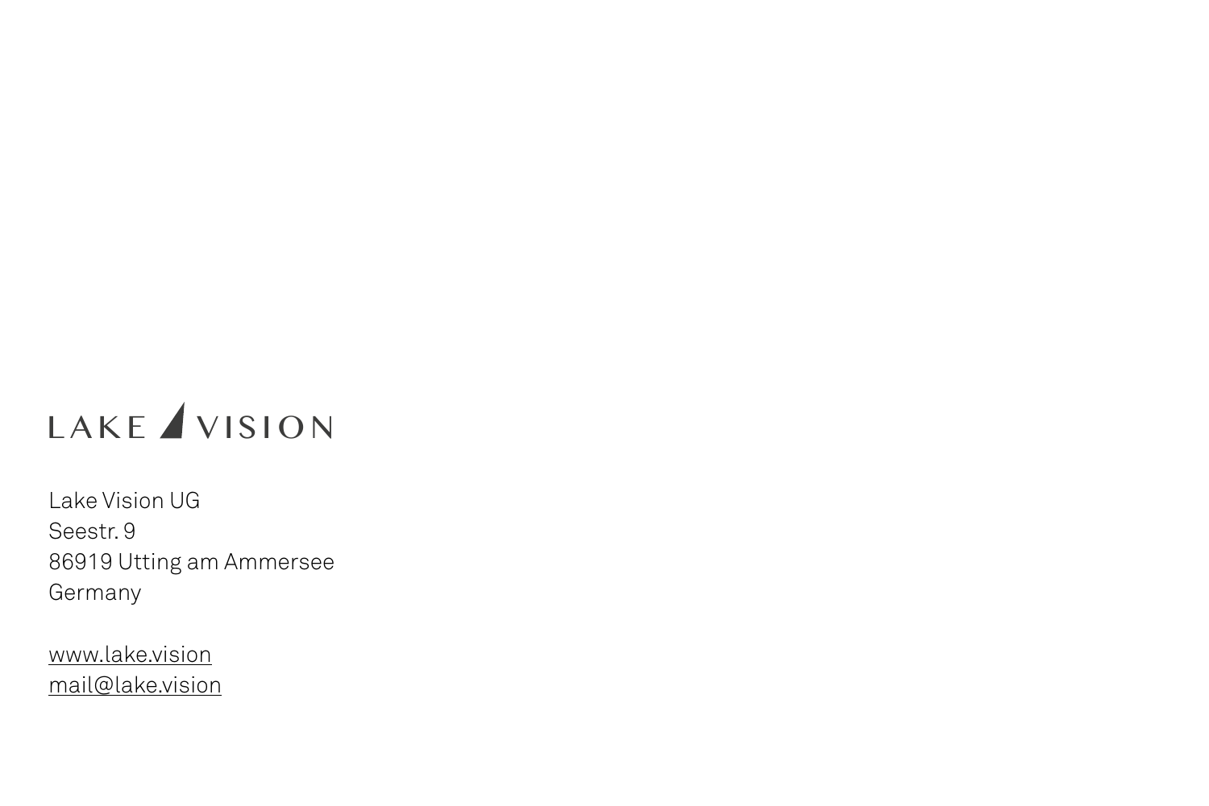LAKE VISION

Lake Vision UG
Seestr. 9
86919 Utting am Ammersee
Germany

www.lake.vision
mail@lake.vision